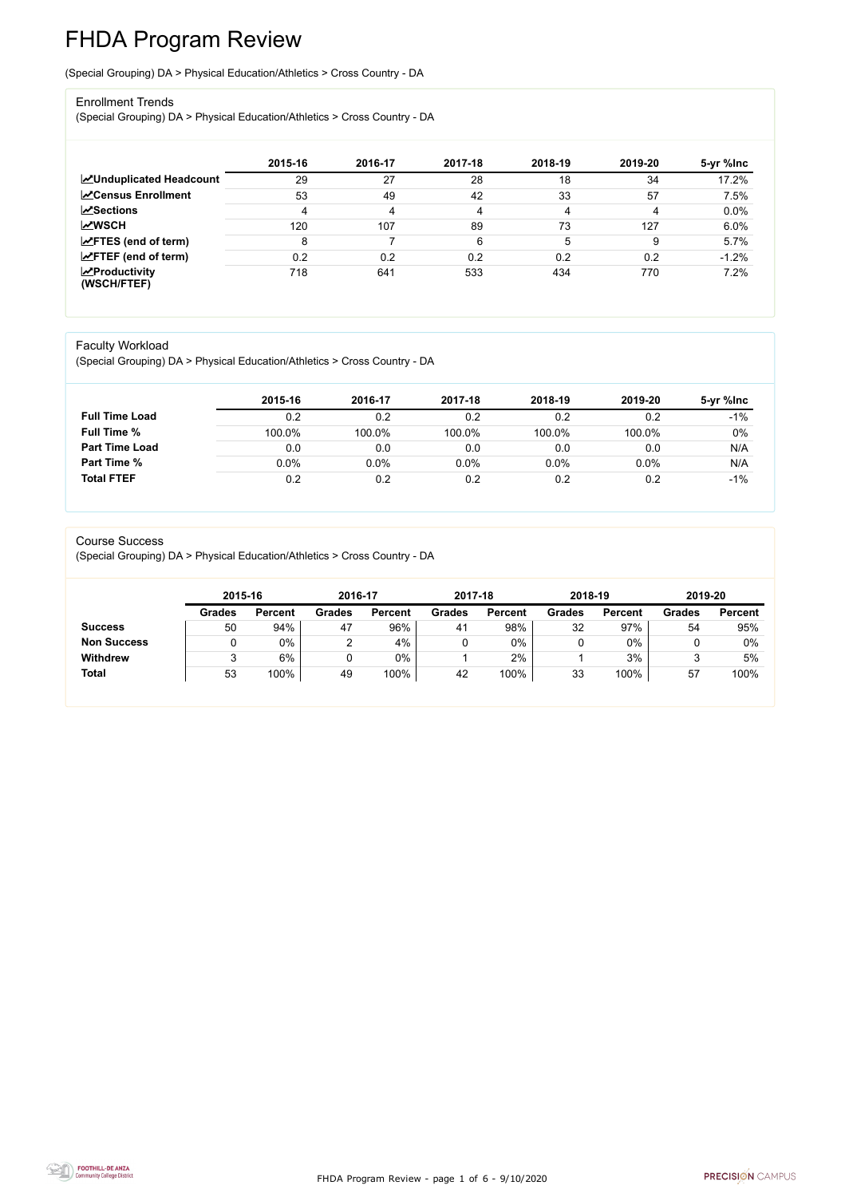# FHDA Program Review

(Special Grouping) DA > Physical Education/Athletics > Cross Country - DA

## Enrollment Trends

(Special Grouping) DA > Physical Education/Athletics > Cross Country - DA

| | 2015-16 | 2016-17 | 2017-18 | 2018-19 | 2019-20 | 5-yr %Inc |
|---|---|---|---|---|---|---|
| **Unduplicated Headcount** | 29 | 27 | 28 | 18 | 34 | 17.2% |
| **Census Enrollment** | 53 | 49 | 42 | 33 | 57 | 7.5% |
| **Sections** | 4 | 4 | 4 | 4 | 4 | 0.0% |
| **WSCH** | 120 | 107 | 89 | 73 | 127 | 6.0% |
| **FTES (end of term)** | 8 | 7 | 6 | 5 | 9 | 5.7% |
| **FTEF (end of term)** | 0.2 | 0.2 | 0.2 | 0.2 | 0.2 | -1.2% |
| **Productivity (WSCH/FTEF)** | 718 | 641 | 533 | 434 | 770 | 7.2% |

## Faculty Workload

(Special Grouping) DA > Physical Education/Athletics > Cross Country - DA

| | 2015-16 | 2016-17 | 2017-18 | 2018-19 | 2019-20 | 5-yr %Inc |
|---|---|---|---|---|---|---|
| **Full Time Load** | 0.2 | 0.2 | 0.2 | 0.2 | 0.2 | -1% |
| **Full Time %** | 100.0% | 100.0% | 100.0% | 100.0% | 100.0% | 0% |
| **Part Time Load** | 0.0 | 0.0 | 0.0 | 0.0 | 0.0 | N/A |
| **Part Time %** | 0.0% | 0.0% | 0.0% | 0.0% | 0.0% | N/A |
| **Total FTEF** | 0.2 | 0.2 | 0.2 | 0.2 | 0.2 | -1% |

## Course Success

(Special Grouping) DA > Physical Education/Athletics > Cross Country - DA

| | 2015-16 | | 2016-17 | | 2017-18 | | 2018-19 | | 2019-20 | |
|---|---|---|---|---|---|---|---|---|---|---|
| | **Grades** | **Percent** | **Grades** | **Percent** | **Grades** | **Percent** | **Grades** | **Percent** | **Grades** | **Percent** |
| **Success** | 50 | 94% | 47 | 96% | 41 | 98% | 32 | 97% | 54 | 95% |
| **Non Success** | 0 | 0% | 2 | 4% | 0 | 0% | 0 | 0% | 0 | 0% |
| **Withdrew** | 3 | 6% | 0 | 0% | 1 | 2% | 1 | 3% | 3 | 5% |
| **Total** | 53 | 100% | 49 | 100% | 42 | 100% | 33 | 100% | 57 | 100% |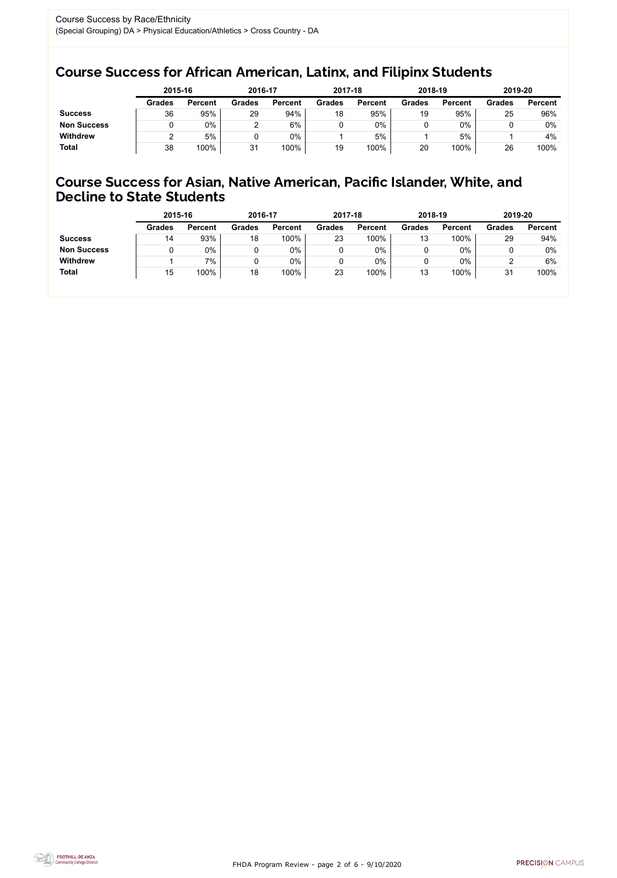Course Success by Race/Ethnicity
(Special Grouping) DA > Physical Education/Athletics > Cross Country - DA

## Course Success for African American, Latinx, and Filipinx Students

| | 2015-16 | | 2016-17 | | 2017-18 | | 2018-19 | | 2019-20 | |
|---|---|---|---|---|---|---|---|---|---|---|
| | Grades | Percent | Grades | Percent | Grades | Percent | Grades | Percent | Grades | Percent |
| **Success** | 36 | 95% | 29 | 94% | 18 | 95% | 19 | 95% | 25 | 96% |
| **Non Success** | 0 | 0% | 2 | 6% | 0 | 0% | 0 | 0% | 0 | 0% |
| **Withdrew** | 2 | 5% | 0 | 0% | 1 | 5% | 1 | 5% | 1 | 4% |
| **Total** | 38 | 100% | 31 | 100% | 19 | 100% | 20 | 100% | 26 | 100% |

## Course Success for Asian, Native American, Pacific Islander, White, and Decline to State Students

| | 2015-16 | | 2016-17 | | 2017-18 | | 2018-19 | | 2019-20 | |
|---|---|---|---|---|---|---|---|---|---|---|
| | Grades | Percent | Grades | Percent | Grades | Percent | Grades | Percent | Grades | Percent |
| **Success** | 14 | 93% | 18 | 100% | 23 | 100% | 13 | 100% | 29 | 94% |
| **Non Success** | 0 | 0% | 0 | 0% | 0 | 0% | 0 | 0% | 0 | 0% |
| **Withdrew** | 1 | 7% | 0 | 0% | 0 | 0% | 0 | 0% | 2 | 6% |
| **Total** | 15 | 100% | 18 | 100% | 23 | 100% | 13 | 100% | 31 | 100% |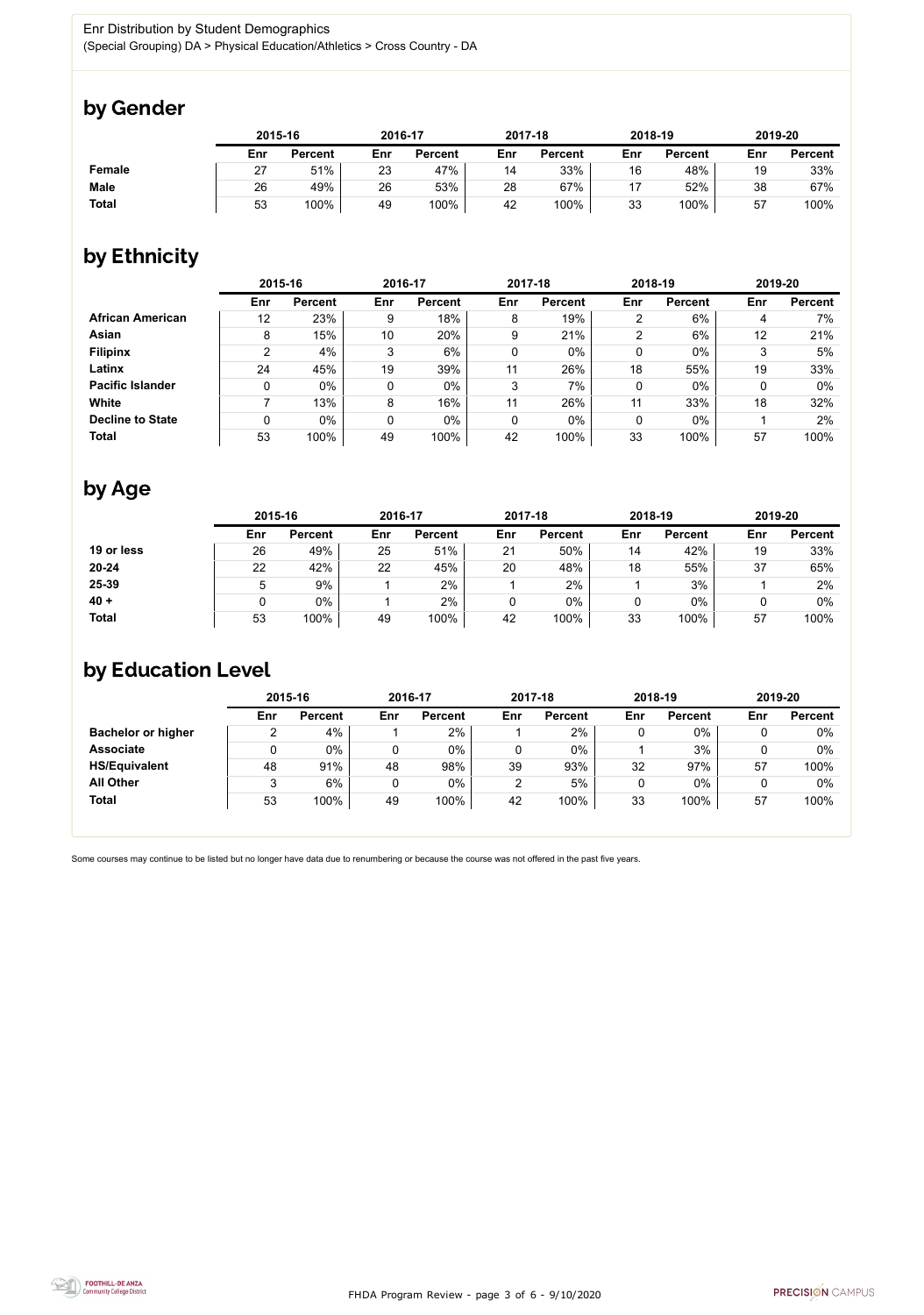Enr Distribution by Student Demographics
(Special Grouping) DA > Physical Education/Athletics > Cross Country - DA

## by Gender

| | 2015-16 | | 2016-17 | | 2017-18 | | 2018-19 | | 2019-20 | |
|---|---|---|---|---|---|---|---|---|---|---|
| | Enr | Percent | Enr | Percent | Enr | Percent | Enr | Percent | Enr | Percent |
| **Female** | 27 | 51% | 23 | 47% | 14 | 33% | 16 | 48% | 19 | 33% |
| **Male** | 26 | 49% | 26 | 53% | 28 | 67% | 17 | 52% | 38 | 67% |
| **Total** | 53 | 100% | 49 | 100% | 42 | 100% | 33 | 100% | 57 | 100% |

## by Ethnicity

| | 2015-16 | | 2016-17 | | 2017-18 | | 2018-19 | | 2019-20 | |
|---|---|---|---|---|---|---|---|---|---|---|
| | Enr | Percent | Enr | Percent | Enr | Percent | Enr | Percent | Enr | Percent |
| **African American** | 12 | 23% | 9 | 18% | 8 | 19% | 2 | 6% | 4 | 7% |
| **Asian** | 8 | 15% | 10 | 20% | 9 | 21% | 2 | 6% | 12 | 21% |
| **Filipinx** | 2 | 4% | 3 | 6% | 0 | 0% | 0 | 0% | 3 | 5% |
| **Latinx** | 24 | 45% | 19 | 39% | 11 | 26% | 18 | 55% | 19 | 33% |
| **Pacific Islander** | 0 | 0% | 0 | 0% | 3 | 7% | 0 | 0% | 0 | 0% |
| **White** | 7 | 13% | 8 | 16% | 11 | 26% | 11 | 33% | 18 | 32% |
| **Decline to State** | 0 | 0% | 0 | 0% | 0 | 0% | 0 | 0% | 1 | 2% |
| **Total** | 53 | 100% | 49 | 100% | 42 | 100% | 33 | 100% | 57 | 100% |

## by Age

| | 2015-16 | | 2016-17 | | 2017-18 | | 2018-19 | | 2019-20 | |
|---|---|---|---|---|---|---|---|---|---|---|
| | Enr | Percent | Enr | Percent | Enr | Percent | Enr | Percent | Enr | Percent |
| **19 or less** | 26 | 49% | 25 | 51% | 21 | 50% | 14 | 42% | 19 | 33% |
| **20-24** | 22 | 42% | 22 | 45% | 20 | 48% | 18 | 55% | 37 | 65% |
| **25-39** | 5 | 9% | 1 | 2% | 1 | 2% | 1 | 3% | 1 | 2% |
| **40 +** | 0 | 0% | 1 | 2% | 0 | 0% | 0 | 0% | 0 | 0% |
| **Total** | 53 | 100% | 49 | 100% | 42 | 100% | 33 | 100% | 57 | 100% |

## by Education Level

| | 2015-16 | | 2016-17 | | 2017-18 | | 2018-19 | | 2019-20 | |
|---|---|---|---|---|---|---|---|---|---|---|
| | Enr | Percent | Enr | Percent | Enr | Percent | Enr | Percent | Enr | Percent |
| **Bachelor or higher** | 2 | 4% | 1 | 2% | 1 | 2% | 0 | 0% | 0 | 0% |
| **Associate** | 0 | 0% | 0 | 0% | 0 | 0% | 1 | 3% | 0 | 0% |
| **HS/Equivalent** | 48 | 91% | 48 | 98% | 39 | 93% | 32 | 97% | 57 | 100% |
| **All Other** | 3 | 6% | 0 | 0% | 2 | 5% | 0 | 0% | 0 | 0% |
| **Total** | 53 | 100% | 49 | 100% | 42 | 100% | 33 | 100% | 57 | 100% |

Some courses may continue to be listed but no longer have data due to renumbering or because the course was not offered in the past five years.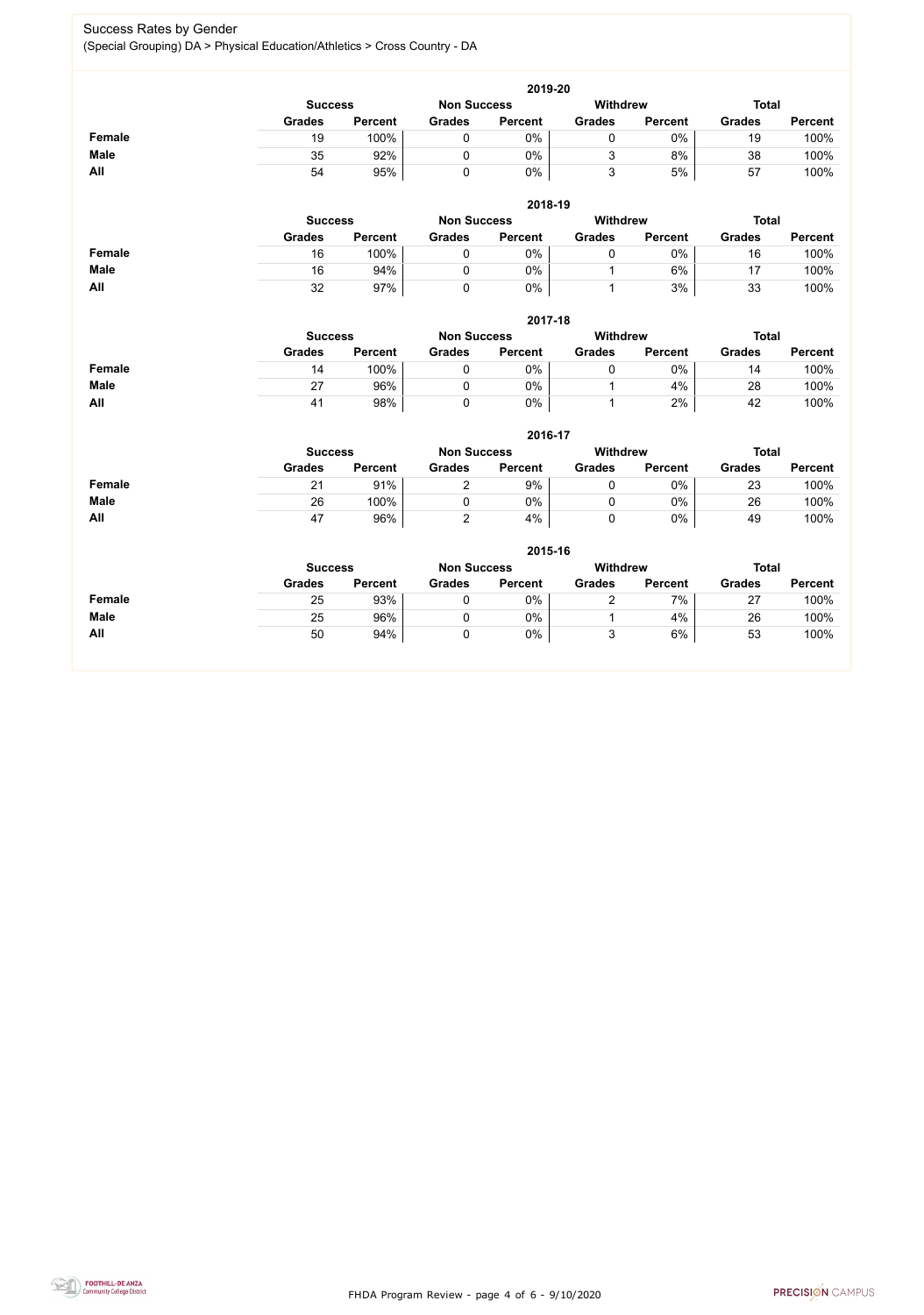# Success Rates by Gender

(Special Grouping) DA > Physical Education/Athletics > Cross Country - DA

## 2019-20

| | Success | | Non Success | | Withdrew | | Total | |
|---|---|---|---|---|---|---|---|---|
| | Grades | Percent | Grades | Percent | Grades | Percent | Grades | Percent |
| **Female** | 19 | 100% | 0 | 0% | 0 | 0% | 19 | 100% |
| **Male** | 35 | 92% | 0 | 0% | 3 | 8% | 38 | 100% |
| **All** | 54 | 95% | 0 | 0% | 3 | 5% | 57 | 100% |

## 2018-19

| | Success | | Non Success | | Withdrew | | Total | |
|---|---|---|---|---|---|---|---|---|
| | Grades | Percent | Grades | Percent | Grades | Percent | Grades | Percent |
| **Female** | 16 | 100% | 0 | 0% | 0 | 0% | 16 | 100% |
| **Male** | 16 | 94% | 0 | 0% | 1 | 6% | 17 | 100% |
| **All** | 32 | 97% | 0 | 0% | 1 | 3% | 33 | 100% |

## 2017-18

| | Success | | Non Success | | Withdrew | | Total | |
|---|---|---|---|---|---|---|---|---|
| | Grades | Percent | Grades | Percent | Grades | Percent | Grades | Percent |
| **Female** | 14 | 100% | 0 | 0% | 0 | 0% | 14 | 100% |
| **Male** | 27 | 96% | 0 | 0% | 1 | 4% | 28 | 100% |
| **All** | 41 | 98% | 0 | 0% | 1 | 2% | 42 | 100% |

## 2016-17

| | Success | | Non Success | | Withdrew | | Total | |
|---|---|---|---|---|---|---|---|---|
| | Grades | Percent | Grades | Percent | Grades | Percent | Grades | Percent |
| **Female** | 21 | 91% | 2 | 9% | 0 | 0% | 23 | 100% |
| **Male** | 26 | 100% | 0 | 0% | 0 | 0% | 26 | 100% |
| **All** | 47 | 96% | 2 | 4% | 0 | 0% | 49 | 100% |

## 2015-16

| | Success | | Non Success | | Withdrew | | Total | |
|---|---|---|---|---|---|---|---|---|
| | Grades | Percent | Grades | Percent | Grades | Percent | Grades | Percent |
| **Female** | 25 | 93% | 0 | 0% | 2 | 7% | 27 | 100% |
| **Male** | 25 | 96% | 0 | 0% | 1 | 4% | 26 | 100% |
| **All** | 50 | 94% | 0 | 0% | 3 | 6% | 53 | 100% |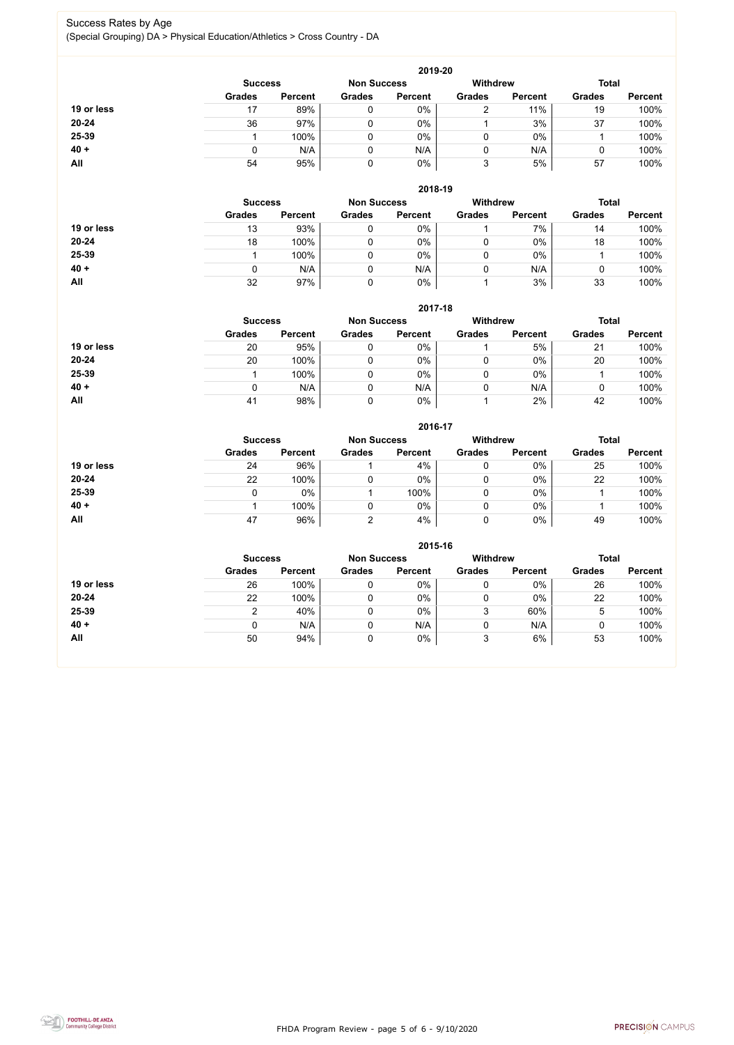Success Rates by Age

(Special Grouping) DA > Physical Education/Athletics > Cross Country - DA

### 2019-20

| | Success | | Non Success | | Withdrew | | Total | |
|---|---|---|---|---|---|---|---|---|
| | Grades | Percent | Grades | Percent | Grades | Percent | Grades | Percent |
| **19 or less** | 17 | 89% | 0 | 0% | 2 | 11% | 19 | 100% |
| **20-24** | 36 | 97% | 0 | 0% | 1 | 3% | 37 | 100% |
| **25-39** | 1 | 100% | 0 | 0% | 0 | 0% | 1 | 100% |
| **40 +** | 0 | N/A | 0 | N/A | 0 | N/A | 0 | 100% |
| **All** | 54 | 95% | 0 | 0% | 3 | 5% | 57 | 100% |

### 2018-19

| | Success | | Non Success | | Withdrew | | Total | |
|---|---|---|---|---|---|---|---|---|
| | Grades | Percent | Grades | Percent | Grades | Percent | Grades | Percent |
| **19 or less** | 13 | 93% | 0 | 0% | 1 | 7% | 14 | 100% |
| **20-24** | 18 | 100% | 0 | 0% | 0 | 0% | 18 | 100% |
| **25-39** | 1 | 100% | 0 | 0% | 0 | 0% | 1 | 100% |
| **40 +** | 0 | N/A | 0 | N/A | 0 | N/A | 0 | 100% |
| **All** | 32 | 97% | 0 | 0% | 1 | 3% | 33 | 100% |

### 2017-18

| | Success | | Non Success | | Withdrew | | Total | |
|---|---|---|---|---|---|---|---|---|
| | Grades | Percent | Grades | Percent | Grades | Percent | Grades | Percent |
| **19 or less** | 20 | 95% | 0 | 0% | 1 | 5% | 21 | 100% |
| **20-24** | 20 | 100% | 0 | 0% | 0 | 0% | 20 | 100% |
| **25-39** | 1 | 100% | 0 | 0% | 0 | 0% | 1 | 100% |
| **40 +** | 0 | N/A | 0 | N/A | 0 | N/A | 0 | 100% |
| **All** | 41 | 98% | 0 | 0% | 1 | 2% | 42 | 100% |

### 2016-17

| | Success | | Non Success | | Withdrew | | Total | |
|---|---|---|---|---|---|---|---|---|
| | Grades | Percent | Grades | Percent | Grades | Percent | Grades | Percent |
| **19 or less** | 24 | 96% | 1 | 4% | 0 | 0% | 25 | 100% |
| **20-24** | 22 | 100% | 0 | 0% | 0 | 0% | 22 | 100% |
| **25-39** | 0 | 0% | 1 | 100% | 0 | 0% | 1 | 100% |
| **40 +** | 1 | 100% | 0 | 0% | 0 | 0% | 1 | 100% |
| **All** | 47 | 96% | 2 | 4% | 0 | 0% | 49 | 100% |

### 2015-16

| | Success | | Non Success | | Withdrew | | Total | |
|---|---|---|---|---|---|---|---|---|
| | Grades | Percent | Grades | Percent | Grades | Percent | Grades | Percent |
| **19 or less** | 26 | 100% | 0 | 0% | 0 | 0% | 26 | 100% |
| **20-24** | 22 | 100% | 0 | 0% | 0 | 0% | 22 | 100% |
| **25-39** | 2 | 40% | 0 | 0% | 3 | 60% | 5 | 100% |
| **40 +** | 0 | N/A | 0 | N/A | 0 | N/A | 0 | 100% |
| **All** | 50 | 94% | 0 | 0% | 3 | 6% | 53 | 100% |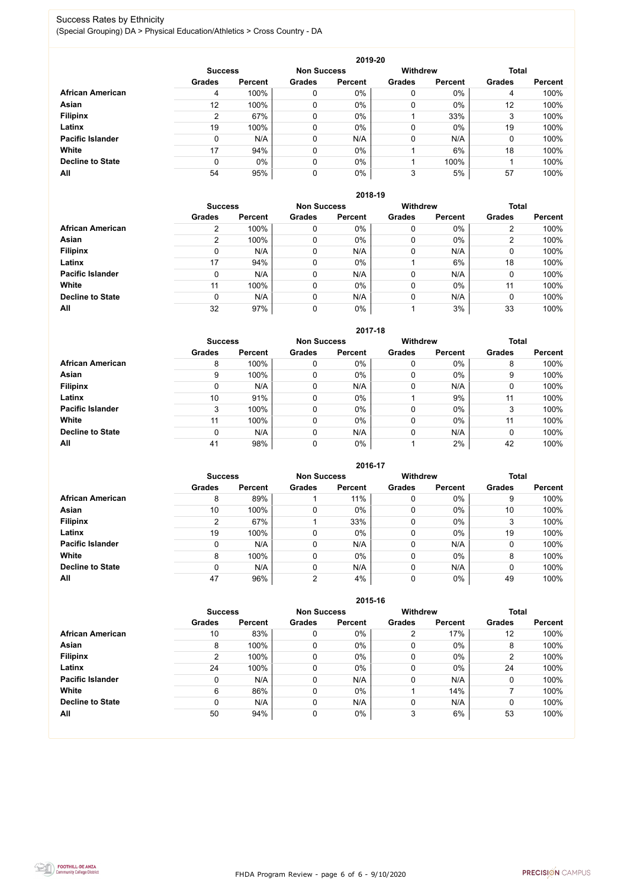# Success Rates by Ethnicity

(Special Grouping) DA > Physical Education/Athletics > Cross Country - DA

### 2019-20

| | Success | | Non Success | | Withdrew | | Total | |
|---|---|---|---|---|---|---|---|---|
| | Grades | Percent | Grades | Percent | Grades | Percent | Grades | Percent |
| **African American** | 4 | 100% | 0 | 0% | 0 | 0% | 4 | 100% |
| **Asian** | 12 | 100% | 0 | 0% | 0 | 0% | 12 | 100% |
| **Filipinx** | 2 | 67% | 0 | 0% | 1 | 33% | 3 | 100% |
| **Latinx** | 19 | 100% | 0 | 0% | 0 | 0% | 19 | 100% |
| **Pacific Islander** | 0 | N/A | 0 | N/A | 0 | N/A | 0 | 100% |
| **White** | 17 | 94% | 0 | 0% | 1 | 6% | 18 | 100% |
| **Decline to State** | 0 | 0% | 0 | 0% | 1 | 100% | 1 | 100% |
| **All** | 54 | 95% | 0 | 0% | 3 | 5% | 57 | 100% |

### 2018-19

| | Success | | Non Success | | Withdrew | | Total | |
|---|---|---|---|---|---|---|---|---|
| | Grades | Percent | Grades | Percent | Grades | Percent | Grades | Percent |
| **African American** | 2 | 100% | 0 | 0% | 0 | 0% | 2 | 100% |
| **Asian** | 2 | 100% | 0 | 0% | 0 | 0% | 2 | 100% |
| **Filipinx** | 0 | N/A | 0 | N/A | 0 | N/A | 0 | 100% |
| **Latinx** | 17 | 94% | 0 | 0% | 1 | 6% | 18 | 100% |
| **Pacific Islander** | 0 | N/A | 0 | N/A | 0 | N/A | 0 | 100% |
| **White** | 11 | 100% | 0 | 0% | 0 | 0% | 11 | 100% |
| **Decline to State** | 0 | N/A | 0 | N/A | 0 | N/A | 0 | 100% |
| **All** | 32 | 97% | 0 | 0% | 1 | 3% | 33 | 100% |

### 2017-18

| | Success | | Non Success | | Withdrew | | Total | |
|---|---|---|---|---|---|---|---|---|
| | Grades | Percent | Grades | Percent | Grades | Percent | Grades | Percent |
| **African American** | 8 | 100% | 0 | 0% | 0 | 0% | 8 | 100% |
| **Asian** | 9 | 100% | 0 | 0% | 0 | 0% | 9 | 100% |
| **Filipinx** | 0 | N/A | 0 | N/A | 0 | N/A | 0 | 100% |
| **Latinx** | 10 | 91% | 0 | 0% | 1 | 9% | 11 | 100% |
| **Pacific Islander** | 3 | 100% | 0 | 0% | 0 | 0% | 3 | 100% |
| **White** | 11 | 100% | 0 | 0% | 0 | 0% | 11 | 100% |
| **Decline to State** | 0 | N/A | 0 | N/A | 0 | N/A | 0 | 100% |
| **All** | 41 | 98% | 0 | 0% | 1 | 2% | 42 | 100% |

### 2016-17

| | Success | | Non Success | | Withdrew | | Total | |
|---|---|---|---|---|---|---|---|---|
| | Grades | Percent | Grades | Percent | Grades | Percent | Grades | Percent |
| **African American** | 8 | 89% | 1 | 11% | 0 | 0% | 9 | 100% |
| **Asian** | 10 | 100% | 0 | 0% | 0 | 0% | 10 | 100% |
| **Filipinx** | 2 | 67% | 1 | 33% | 0 | 0% | 3 | 100% |
| **Latinx** | 19 | 100% | 0 | 0% | 0 | 0% | 19 | 100% |
| **Pacific Islander** | 0 | N/A | 0 | N/A | 0 | N/A | 0 | 100% |
| **White** | 8 | 100% | 0 | 0% | 0 | 0% | 8 | 100% |
| **Decline to State** | 0 | N/A | 0 | N/A | 0 | N/A | 0 | 100% |
| **All** | 47 | 96% | 2 | 4% | 0 | 0% | 49 | 100% |

### 2015-16

| | Success | | Non Success | | Withdrew | | Total | |
|---|---|---|---|---|---|---|---|---|
| | Grades | Percent | Grades | Percent | Grades | Percent | Grades | Percent |
| **African American** | 10 | 83% | 0 | 0% | 2 | 17% | 12 | 100% |
| **Asian** | 8 | 100% | 0 | 0% | 0 | 0% | 8 | 100% |
| **Filipinx** | 2 | 100% | 0 | 0% | 0 | 0% | 2 | 100% |
| **Latinx** | 24 | 100% | 0 | 0% | 0 | 0% | 24 | 100% |
| **Pacific Islander** | 0 | N/A | 0 | N/A | 0 | N/A | 0 | 100% |
| **White** | 6 | 86% | 0 | 0% | 1 | 14% | 7 | 100% |
| **Decline to State** | 0 | N/A | 0 | N/A | 0 | N/A | 0 | 100% |
| **All** | 50 | 94% | 0 | 0% | 3 | 6% | 53 | 100% |